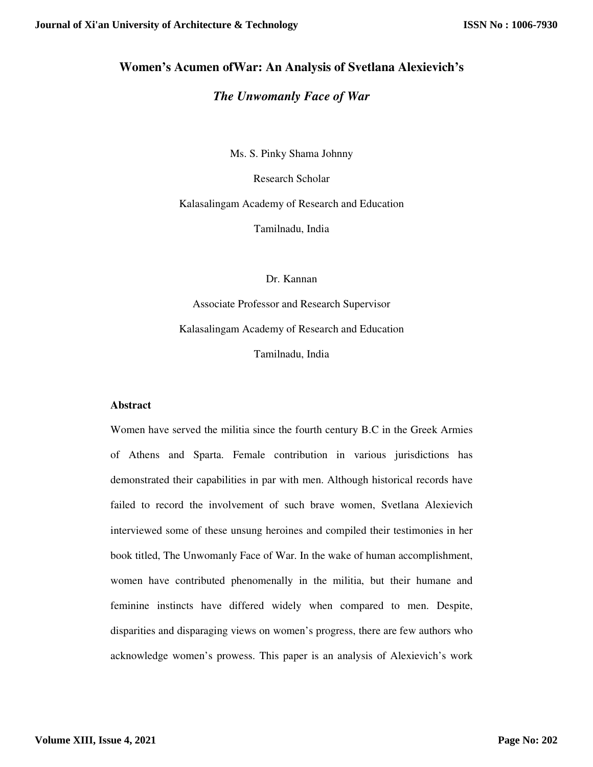# Women's Acumen ofWar: An Analysis of Svetlana Alexievich's *The Unwomanly Face of War*

Ms. S. Pinky Shama Johnny

Research Scholar

Kalasalingam Academy of Research and Education

Tamilnadu, India

Dr. Kannan

Associate Professor and Research Supervisor

Kalasalingam Academy of Research and Education

Tamilnadu, India

## Abstract

Women have served the militia since the fourth century B.C in the Greek Armies of Athens and Sparta. Female contribution in various jurisdictions has demonstrated their capabilities in par with men. Although historical records have failed to record the involvement of such brave women, Svetlana Alexievich interviewed some of these unsung heroines and compiled their testimonies in her book titled, The Unwomanly Face of War. In the wake of human accomplishment, women have contributed phenomenally in the militia, but their humane and feminine instincts have differed widely when compared to men. Despite, disparities and disparaging views on women's progress, there are few authors who acknowledge women's prowess. This paper is an analysis of Alexievich's work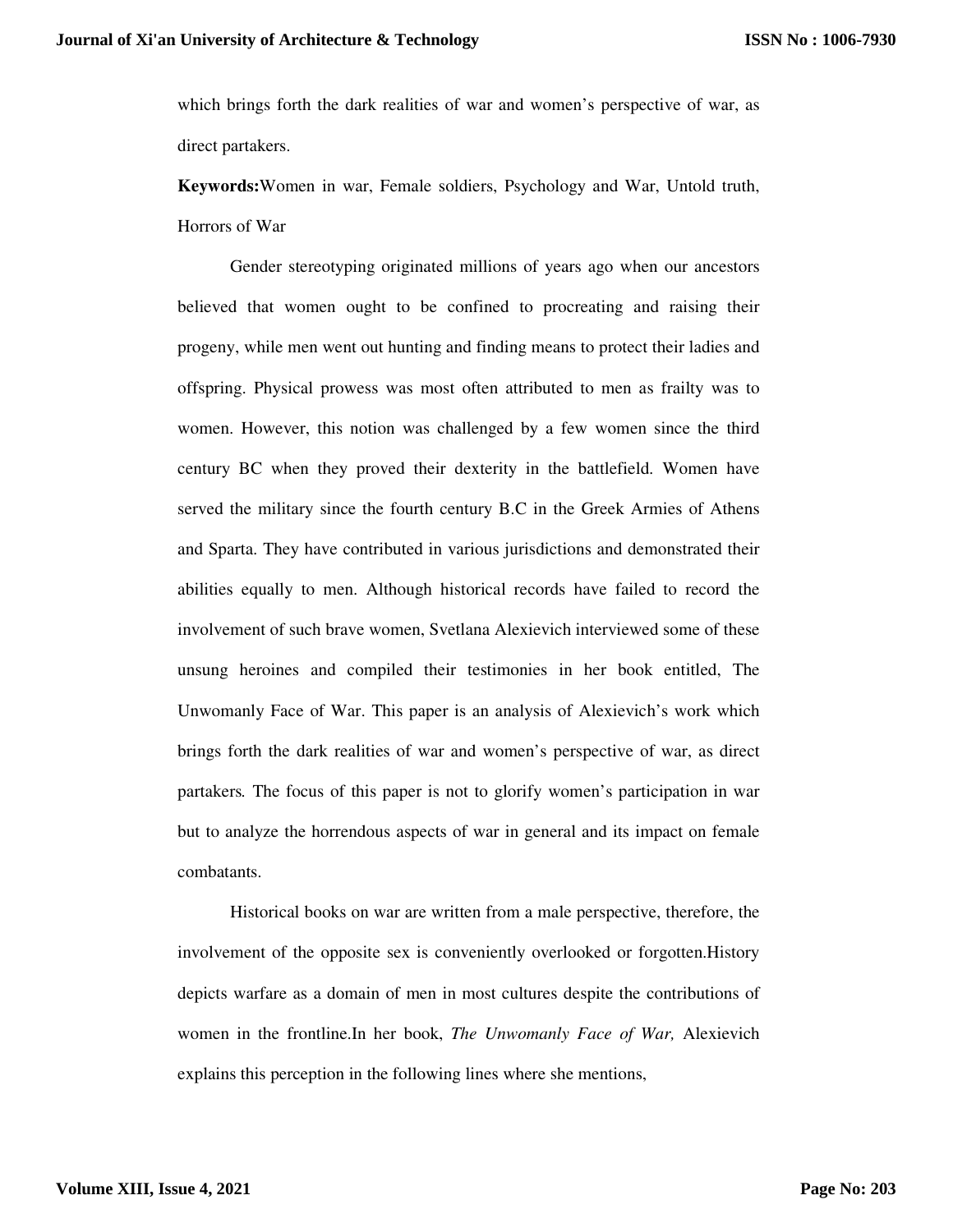which brings forth the dark realities of war and women's perspective of war, as direct partakers.

**Keywords:**Women in war, Female soldiers, Psychology and War, Untold truth, Horrors of War

Gender stereotyping originated millions of years ago when our ancestors believed that women ought to be confined to procreating and raising their progeny, while men went out hunting and finding means to protect their ladies and offspring. Physical prowess was most often attributed to men as frailty was to women. However, this notion was challenged by a few women since the third century BC when they proved their dexterity in the battlefield. Women have served the military since the fourth century B.C in the Greek Armies of Athens and Sparta. They have contributed in various jurisdictions and demonstrated their abilities equally to men. Although historical records have failed to record the involvement of such brave women, Svetlana Alexievich interviewed some of these unsung heroines and compiled their testimonies in her book entitled, The Unwomanly Face of War. This paper is an analysis of Alexievich's work which brings forth the dark realities of war and women's perspective of war, as direct partakers. The focus of this paper is not to glorify women's participation in war but to analyze the horrendous aspects of war in general and its impact on female combatants.

Historical books on war are written from a male perspective, therefore, the involvement of the opposite sex is conveniently overlooked or forgotten.History depicts warfare as a domain of men in most cultures despite the contributions of women in the frontline.In her book, *The Unwomanly Face of War,* Alexievich explains this perception in the following lines where she mentions,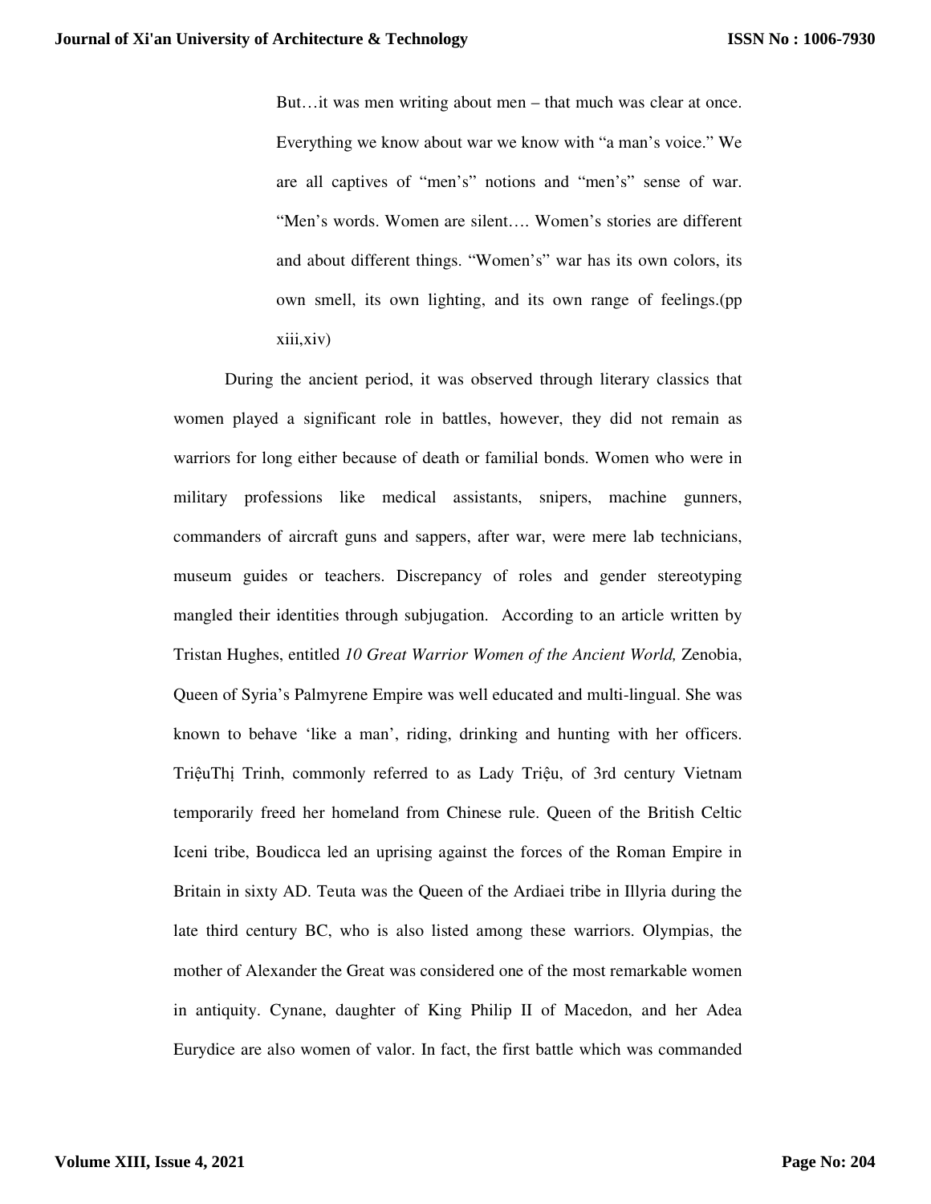> But…it was men writing about men – that much was clear at once. Everything we know about war we know with “a man’s voice.” We are all captives of “men’s” notions and “men’s” sense of war. “Men’s words. Women are silent…. Women’s stories are different and about different things. “Women’s” war has its own colors, its own smell, its own lighting, and its own range of feelings.(pp xiii,xiv)

During the ancient period, it was observed through literary classics that women played a significant role in battles, however, they did not remain as warriors for long either because of death or familial bonds. Women who were in military professions like medical assistants, snipers, machine gunners, commanders of aircraft guns and sappers, after war, were mere lab technicians, museum guides or teachers. Discrepancy of roles and gender stereotyping mangled their identities through subjugation. According to an article written by Tristan Hughes, entitled *10 Great Warrior Women of the Ancient World,* Zenobia, Queen of Syria’s Palmyrene Empire was well educated and multi-lingual. She was known to behave ‘like a man’, riding, drinking and hunting with her officers. TriệuThị Trinh, commonly referred to as Lady Triệu, of 3rd century Vietnam temporarily freed her homeland from Chinese rule. Queen of the British Celtic Iceni tribe, Boudicca led an uprising against the forces of the Roman Empire in Britain in sixty AD. Teuta was the Queen of the Ardiaei tribe in Illyria during the late third century BC, who is also listed among these warriors. Olympias, the mother of Alexander the Great was considered one of the most remarkable women in antiquity. Cynane, daughter of King Philip II of Macedon, and her Adea Eurydice are also women of valor. In fact, the first battle which was commanded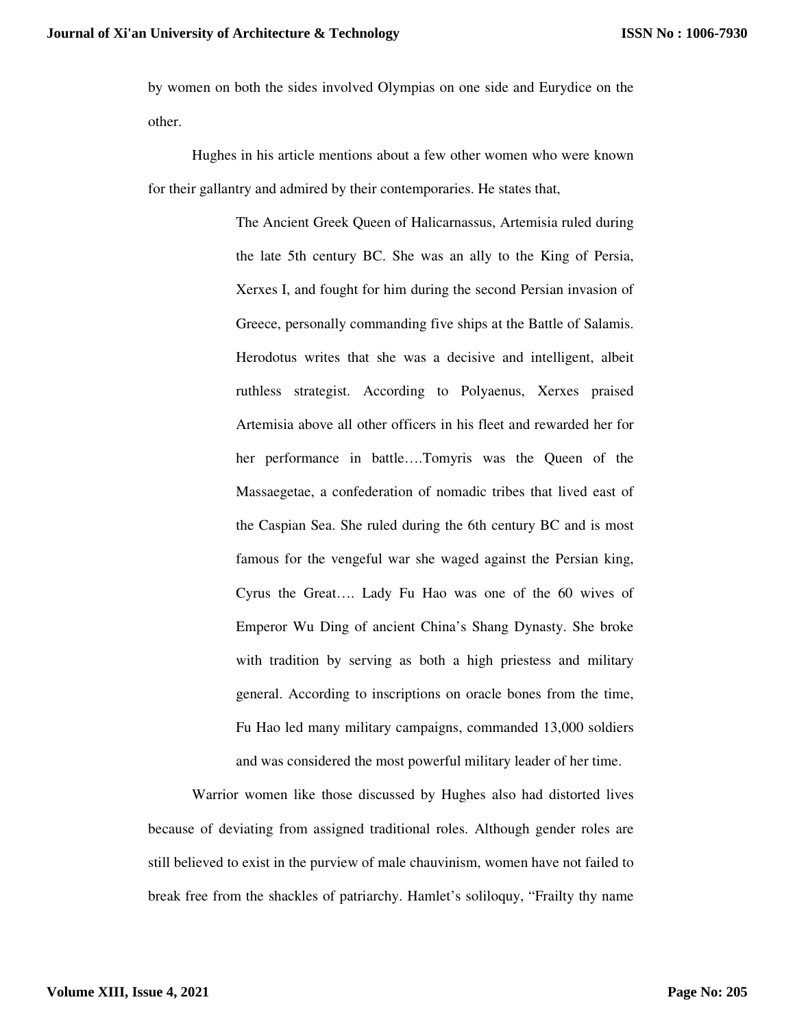by women on both the sides involved Olympias on one side and Eurydice on the other.

Hughes in his article mentions about a few other women who were known for their gallantry and admired by their contemporaries. He states that,

> The Ancient Greek Queen of Halicarnassus, Artemisia ruled during the late 5th century BC. She was an ally to the King of Persia, Xerxes I, and fought for him during the second Persian invasion of Greece, personally commanding five ships at the Battle of Salamis. Herodotus writes that she was a decisive and intelligent, albeit ruthless strategist. According to Polyaenus, Xerxes praised Artemisia above all other officers in his fleet and rewarded her for her performance in battle….Tomyris was the Queen of the Massaegetae, a confederation of nomadic tribes that lived east of the Caspian Sea. She ruled during the 6th century BC and is most famous for the vengeful war she waged against the Persian king, Cyrus the Great…. Lady Fu Hao was one of the 60 wives of Emperor Wu Ding of ancient China's Shang Dynasty. She broke with tradition by serving as both a high priestess and military general. According to inscriptions on oracle bones from the time, Fu Hao led many military campaigns, commanded 13,000 soldiers and was considered the most powerful military leader of her time.

Warrior women like those discussed by Hughes also had distorted lives because of deviating from assigned traditional roles. Although gender roles are still believed to exist in the purview of male chauvinism, women have not failed to break free from the shackles of patriarchy. Hamlet's soliloquy, "Frailty thy name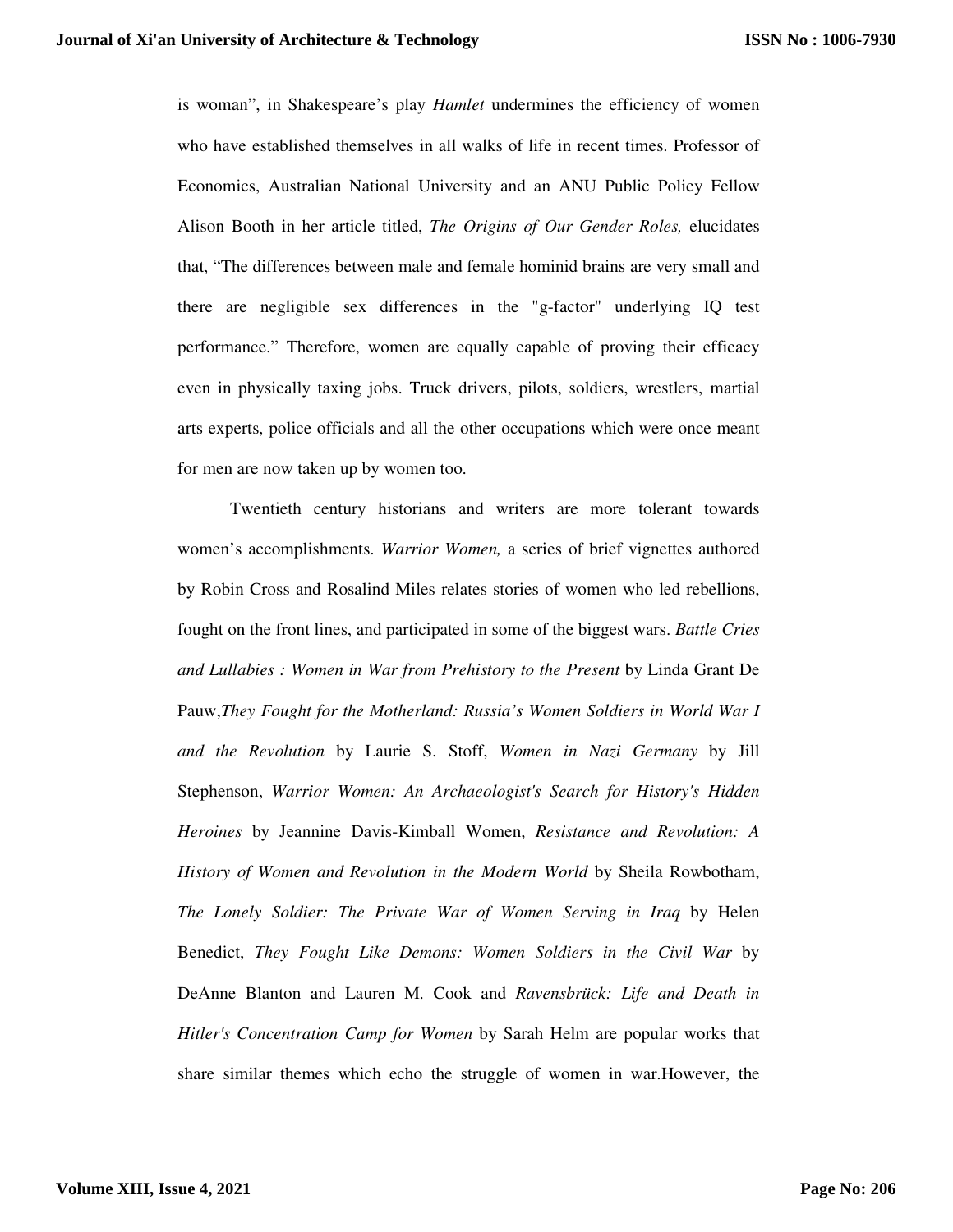is woman", in Shakespeare's play *Hamlet* undermines the efficiency of women who have established themselves in all walks of life in recent times. Professor of Economics, Australian National University and an ANU Public Policy Fellow Alison Booth in her article titled, *The Origins of Our Gender Roles,* elucidates that, "The differences between male and female hominid brains are very small and there are negligible sex differences in the "g-factor" underlying IQ test performance." Therefore, women are equally capable of proving their efficacy even in physically taxing jobs. Truck drivers, pilots, soldiers, wrestlers, martial arts experts, police officials and all the other occupations which were once meant for men are now taken up by women too.

Twentieth century historians and writers are more tolerant towards women's accomplishments. *Warrior Women,* a series of brief vignettes authored by Robin Cross and Rosalind Miles relates stories of women who led rebellions, fought on the front lines, and participated in some of the biggest wars. *Battle Cries and Lullabies : Women in War from Prehistory to the Present* by Linda Grant De Pauw,*They Fought for the Motherland: Russia's Women Soldiers in World War I and the Revolution* by Laurie S. Stoff, *Women in Nazi Germany* by Jill Stephenson, *Warrior Women: An Archaeologist's Search for History's Hidden Heroines* by Jeannine Davis-Kimball Women, *Resistance and Revolution: A History of Women and Revolution in the Modern World* by Sheila Rowbotham, *The Lonely Soldier: The Private War of Women Serving in Iraq* by Helen Benedict, *They Fought Like Demons: Women Soldiers in the Civil War* by DeAnne Blanton and Lauren M. Cook and *Ravensbrück: Life and Death in Hitler's Concentration Camp for Women* by Sarah Helm are popular works that share similar themes which echo the struggle of women in war.However, the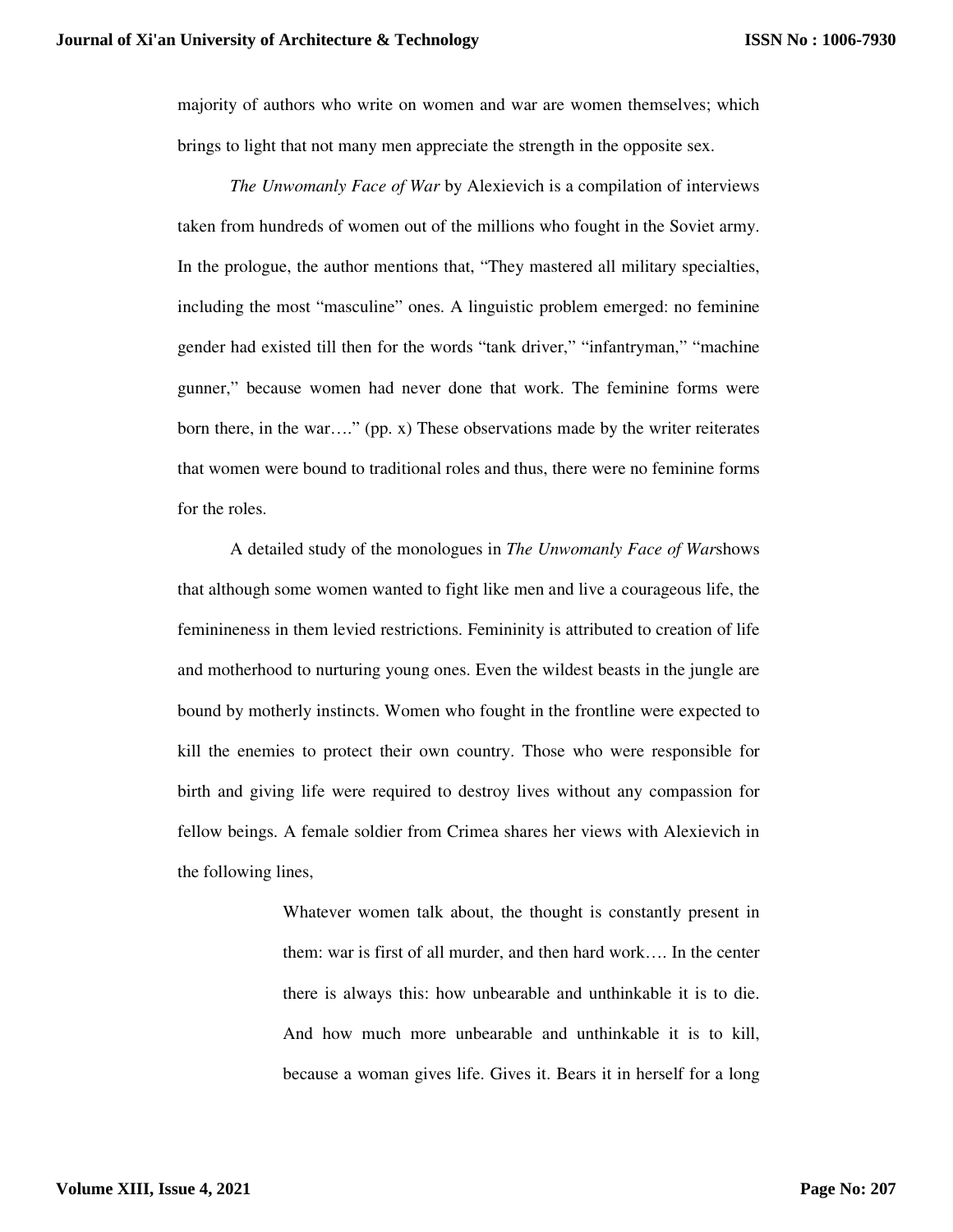majority of authors who write on women and war are women themselves; which brings to light that not many men appreciate the strength in the opposite sex.

*The Unwomanly Face of War* by Alexievich is a compilation of interviews taken from hundreds of women out of the millions who fought in the Soviet army. In the prologue, the author mentions that, "They mastered all military specialties, including the most "masculine" ones. A linguistic problem emerged: no feminine gender had existed till then for the words "tank driver," "infantryman," "machine gunner," because women had never done that work. The feminine forms were born there, in the war…." (pp. x) These observations made by the writer reiterates that women were bound to traditional roles and thus, there were no feminine forms for the roles.

A detailed study of the monologues in *The Unwomanly Face of War*shows that although some women wanted to fight like men and live a courageous life, the feminineness in them levied restrictions. Femininity is attributed to creation of life and motherhood to nurturing young ones. Even the wildest beasts in the jungle are bound by motherly instincts. Women who fought in the frontline were expected to kill the enemies to protect their own country. Those who were responsible for birth and giving life were required to destroy lives without any compassion for fellow beings. A female soldier from Crimea shares her views with Alexievich in the following lines,

> Whatever women talk about, the thought is constantly present in them: war is first of all murder, and then hard work…. In the center there is always this: how unbearable and unthinkable it is to die. And how much more unbearable and unthinkable it is to kill, because a woman gives life. Gives it. Bears it in herself for a long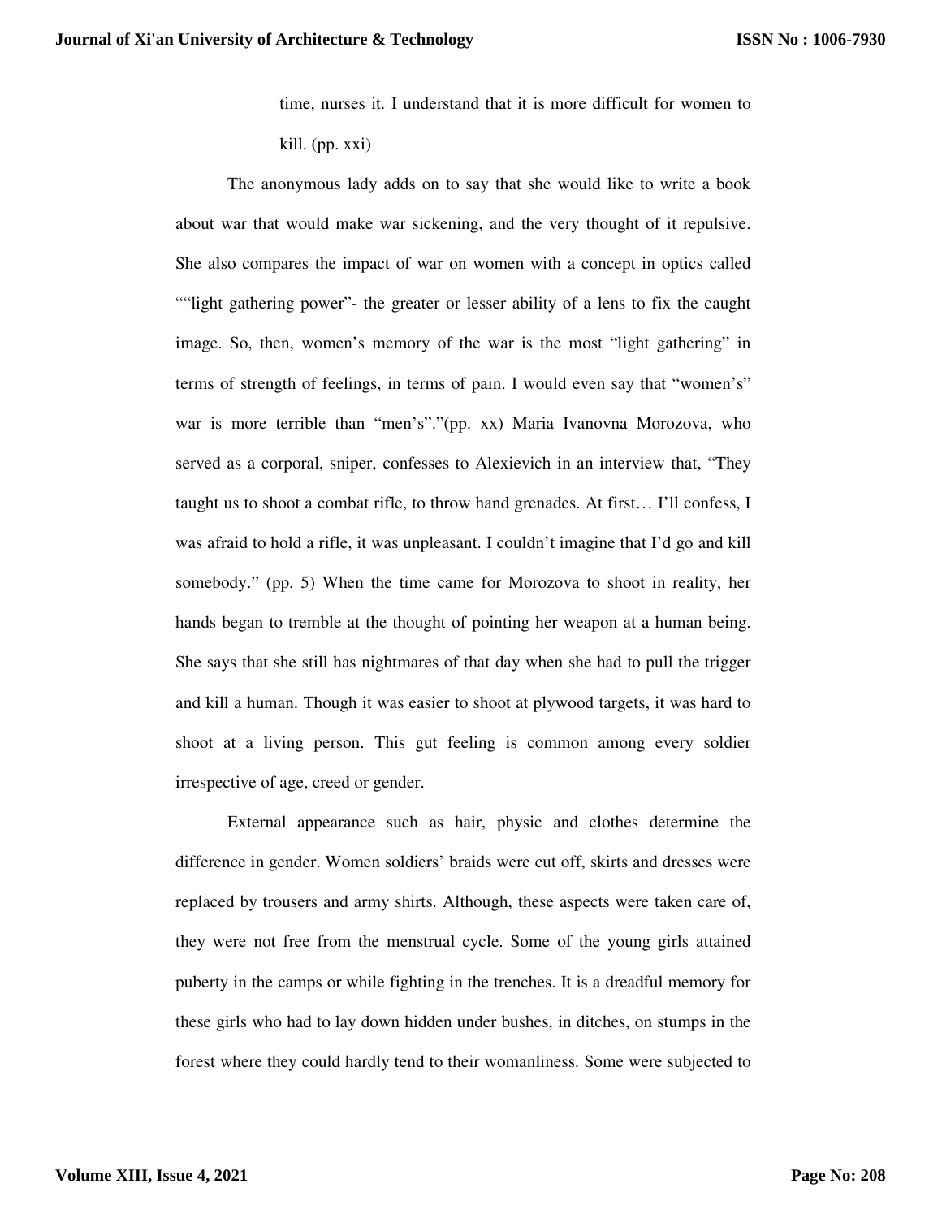time, nurses it. I understand that it is more difficult for women to kill. (pp. xxi)

The anonymous lady adds on to say that she would like to write a book about war that would make war sickening, and the very thought of it repulsive. She also compares the impact of war on women with a concept in optics called ""light gathering power"- the greater or lesser ability of a lens to fix the caught image. So, then, women's memory of the war is the most "light gathering" in terms of strength of feelings, in terms of pain. I would even say that "women's" war is more terrible than "men's"."(pp. xx) Maria Ivanovna Morozova, who served as a corporal, sniper, confesses to Alexievich in an interview that, "They taught us to shoot a combat rifle, to throw hand grenades. At first… I'll confess, I was afraid to hold a rifle, it was unpleasant. I couldn't imagine that I'd go and kill somebody." (pp. 5) When the time came for Morozova to shoot in reality, her hands began to tremble at the thought of pointing her weapon at a human being. She says that she still has nightmares of that day when she had to pull the trigger and kill a human. Though it was easier to shoot at plywood targets, it was hard to shoot at a living person. This gut feeling is common among every soldier irrespective of age, creed or gender.

External appearance such as hair, physic and clothes determine the difference in gender. Women soldiers' braids were cut off, skirts and dresses were replaced by trousers and army shirts. Although, these aspects were taken care of, they were not free from the menstrual cycle. Some of the young girls attained puberty in the camps or while fighting in the trenches. It is a dreadful memory for these girls who had to lay down hidden under bushes, in ditches, on stumps in the forest where they could hardly tend to their womanliness. Some were subjected to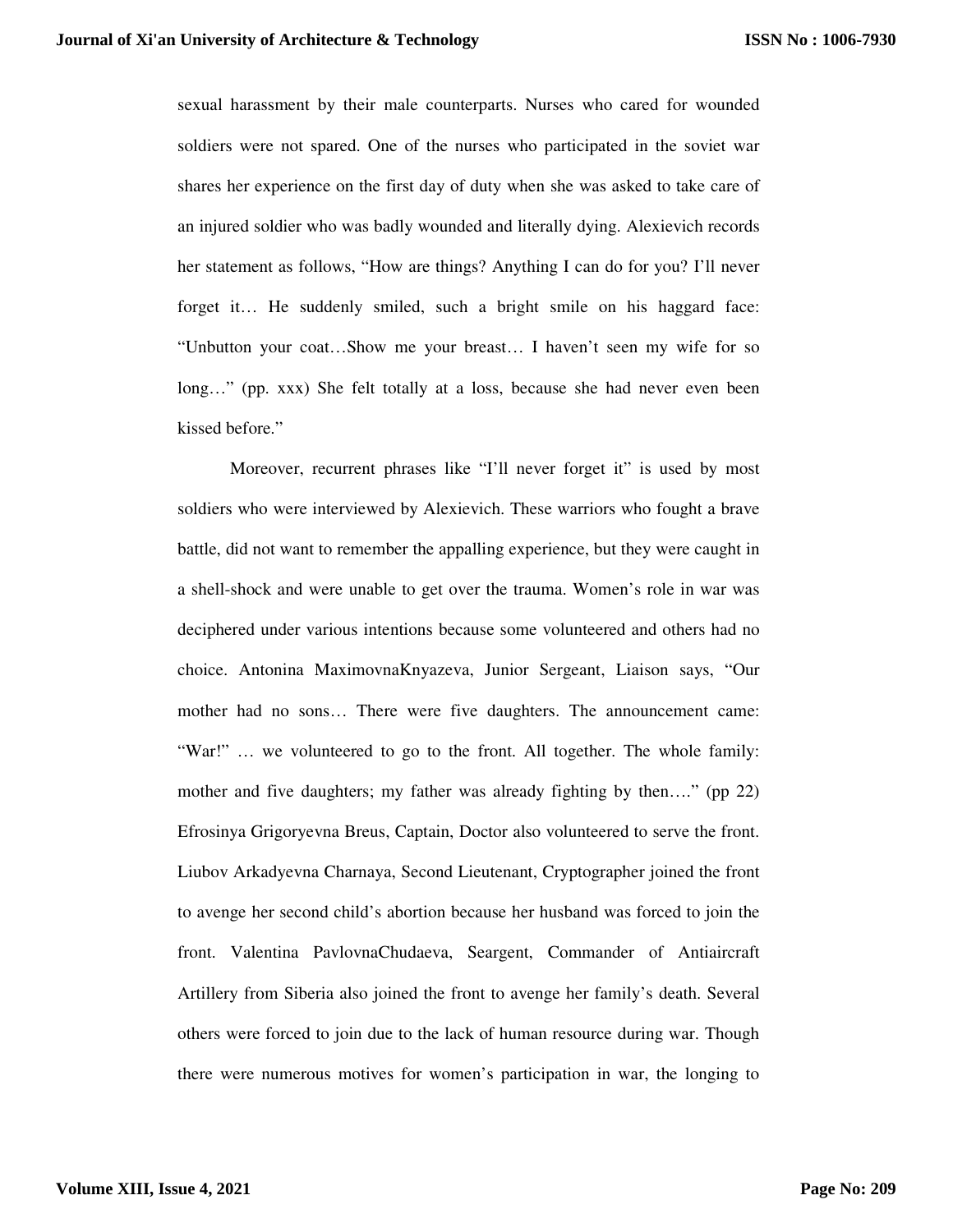sexual harassment by their male counterparts. Nurses who cared for wounded soldiers were not spared. One of the nurses who participated in the soviet war shares her experience on the first day of duty when she was asked to take care of an injured soldier who was badly wounded and literally dying. Alexievich records her statement as follows, "How are things? Anything I can do for you? I'll never forget it… He suddenly smiled, such a bright smile on his haggard face: "Unbutton your coat…Show me your breast… I haven't seen my wife for so long…" (pp. xxx) She felt totally at a loss, because she had never even been kissed before."

Moreover, recurrent phrases like "I'll never forget it" is used by most soldiers who were interviewed by Alexievich. These warriors who fought a brave battle, did not want to remember the appalling experience, but they were caught in a shell-shock and were unable to get over the trauma. Women's role in war was deciphered under various intentions because some volunteered and others had no choice. Antonina MaximovnaKnyazeva, Junior Sergeant, Liaison says, "Our mother had no sons… There were five daughters. The announcement came: "War!" … we volunteered to go to the front. All together. The whole family: mother and five daughters; my father was already fighting by then…." (pp 22) Efrosinya Grigoryevna Breus, Captain, Doctor also volunteered to serve the front. Liubov Arkadyevna Charnaya, Second Lieutenant, Cryptographer joined the front to avenge her second child's abortion because her husband was forced to join the front. Valentina PavlovnaChudaeva, Seargent, Commander of Antiaircraft Artillery from Siberia also joined the front to avenge her family's death. Several others were forced to join due to the lack of human resource during war. Though there were numerous motives for women's participation in war, the longing to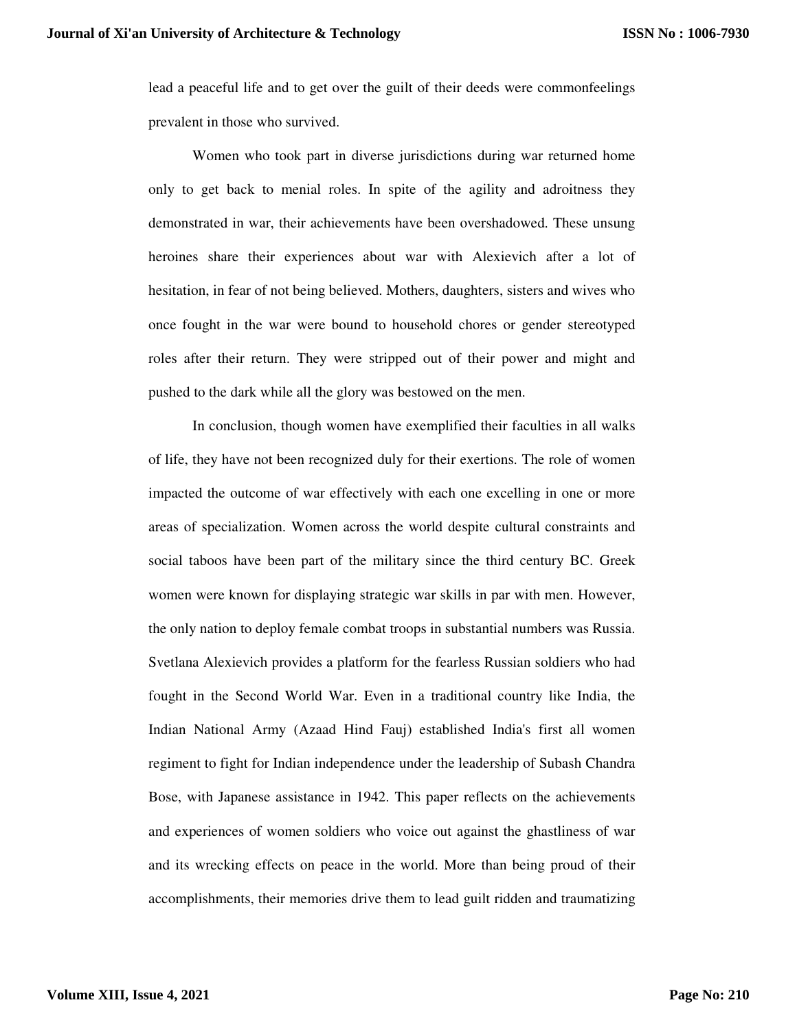lead a peaceful life and to get over the guilt of their deeds were commonfeelings prevalent in those who survived.

Women who took part in diverse jurisdictions during war returned home only to get back to menial roles. In spite of the agility and adroitness they demonstrated in war, their achievements have been overshadowed. These unsung heroines share their experiences about war with Alexievich after a lot of hesitation, in fear of not being believed. Mothers, daughters, sisters and wives who once fought in the war were bound to household chores or gender stereotyped roles after their return. They were stripped out of their power and might and pushed to the dark while all the glory was bestowed on the men.

In conclusion, though women have exemplified their faculties in all walks of life, they have not been recognized duly for their exertions. The role of women impacted the outcome of war effectively with each one excelling in one or more areas of specialization. Women across the world despite cultural constraints and social taboos have been part of the military since the third century BC. Greek women were known for displaying strategic war skills in par with men. However, the only nation to deploy female combat troops in substantial numbers was Russia. Svetlana Alexievich provides a platform for the fearless Russian soldiers who had fought in the Second World War. Even in a traditional country like India, the Indian National Army (Azaad Hind Fauj) established India's first all women regiment to fight for Indian independence under the leadership of Subash Chandra Bose, with Japanese assistance in 1942. This paper reflects on the achievements and experiences of women soldiers who voice out against the ghastliness of war and its wrecking effects on peace in the world. More than being proud of their accomplishments, their memories drive them to lead guilt ridden and traumatizing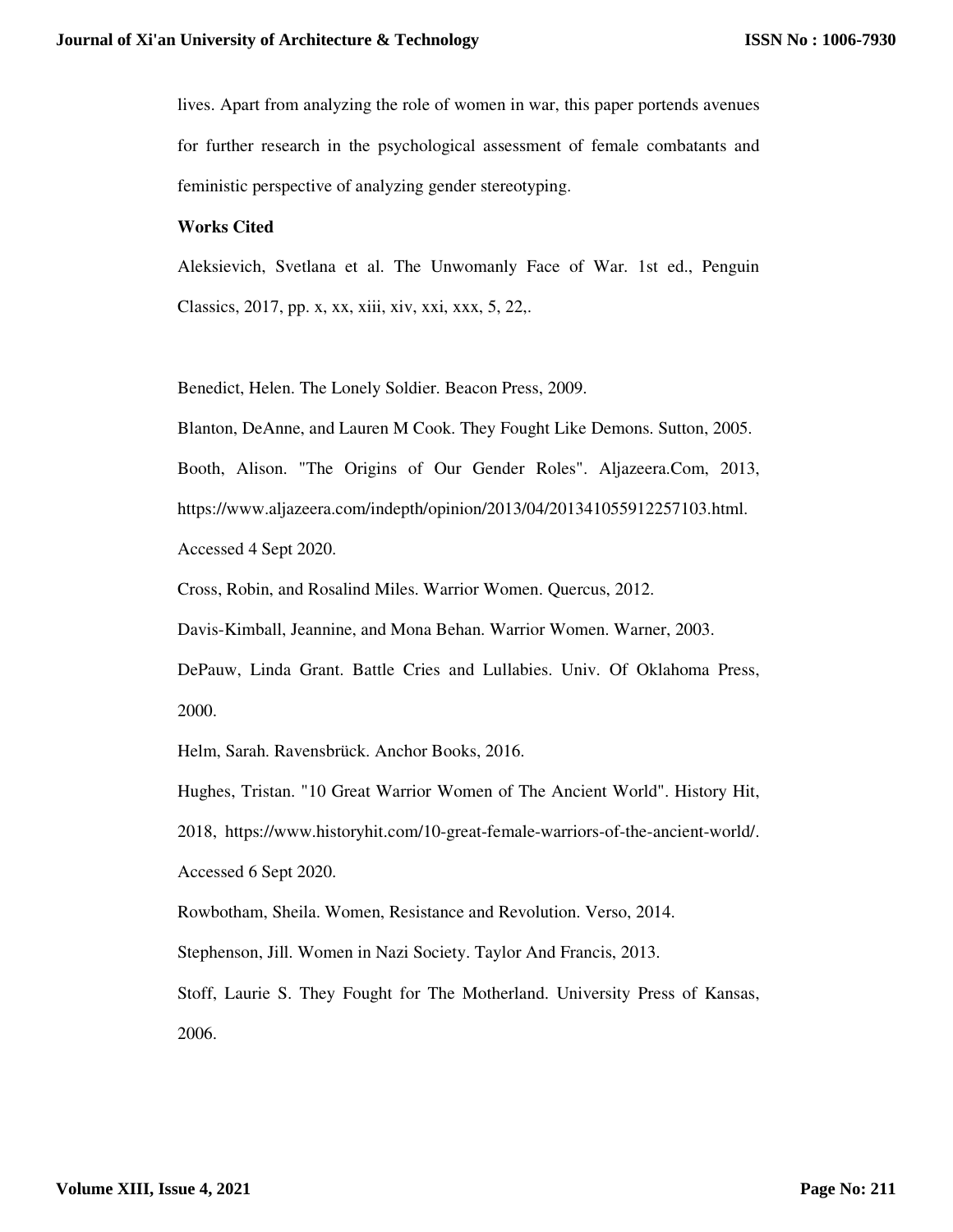lives. Apart from analyzing the role of women in war, this paper portends avenues for further research in the psychological assessment of female combatants and feministic perspective of analyzing gender stereotyping.

**Works Cited**

Aleksievich, Svetlana et al. The Unwomanly Face of War. 1st ed., Penguin Classics, 2017, pp. x, xx, xiii, xiv, xxi, xxx, 5, 22,.

Benedict, Helen. The Lonely Soldier. Beacon Press, 2009.

Blanton, DeAnne, and Lauren M Cook. They Fought Like Demons. Sutton, 2005.

Booth, Alison. "The Origins of Our Gender Roles". Aljazeera.Com, 2013, https://www.aljazeera.com/indepth/opinion/2013/04/201341055912257103.html. Accessed 4 Sept 2020.

Cross, Robin, and Rosalind Miles. Warrior Women. Quercus, 2012.

Davis-Kimball, Jeannine, and Mona Behan. Warrior Women. Warner, 2003.

DePauw, Linda Grant. Battle Cries and Lullabies. Univ. Of Oklahoma Press, 2000.

Helm, Sarah. Ravensbrück. Anchor Books, 2016.

Hughes, Tristan. "10 Great Warrior Women of The Ancient World". History Hit, 2018, https://www.historyhit.com/10-great-female-warriors-of-the-ancient-world/. Accessed 6 Sept 2020.

Rowbotham, Sheila. Women, Resistance and Revolution. Verso, 2014.

Stephenson, Jill. Women in Nazi Society. Taylor And Francis, 2013.

Stoff, Laurie S. They Fought for The Motherland. University Press of Kansas, 2006.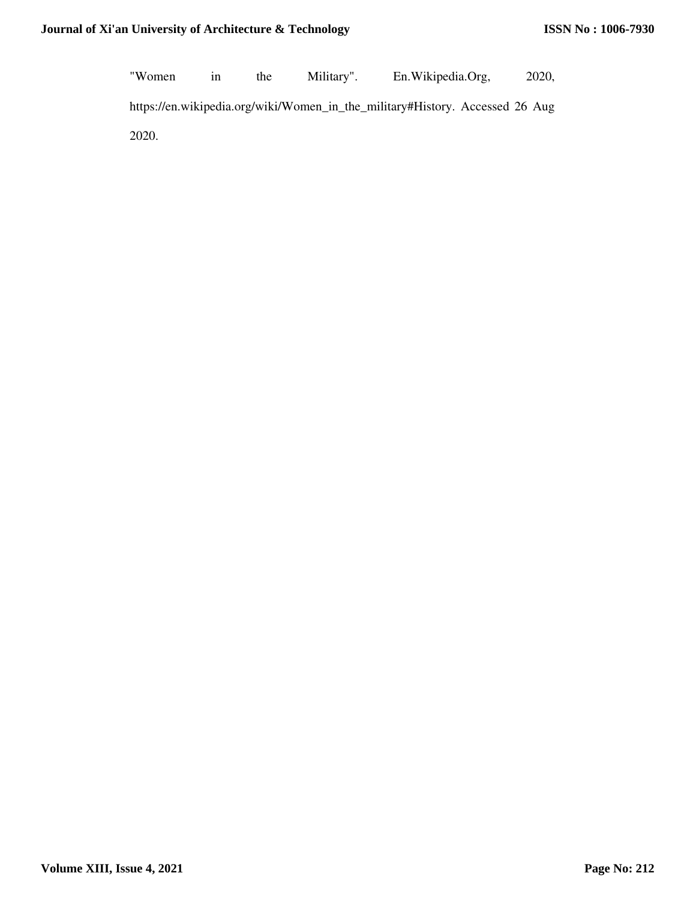"Women in the Military". En.Wikipedia.Org, 2020, https://en.wikipedia.org/wiki/Women_in_the_military#History. Accessed 26 Aug 2020.